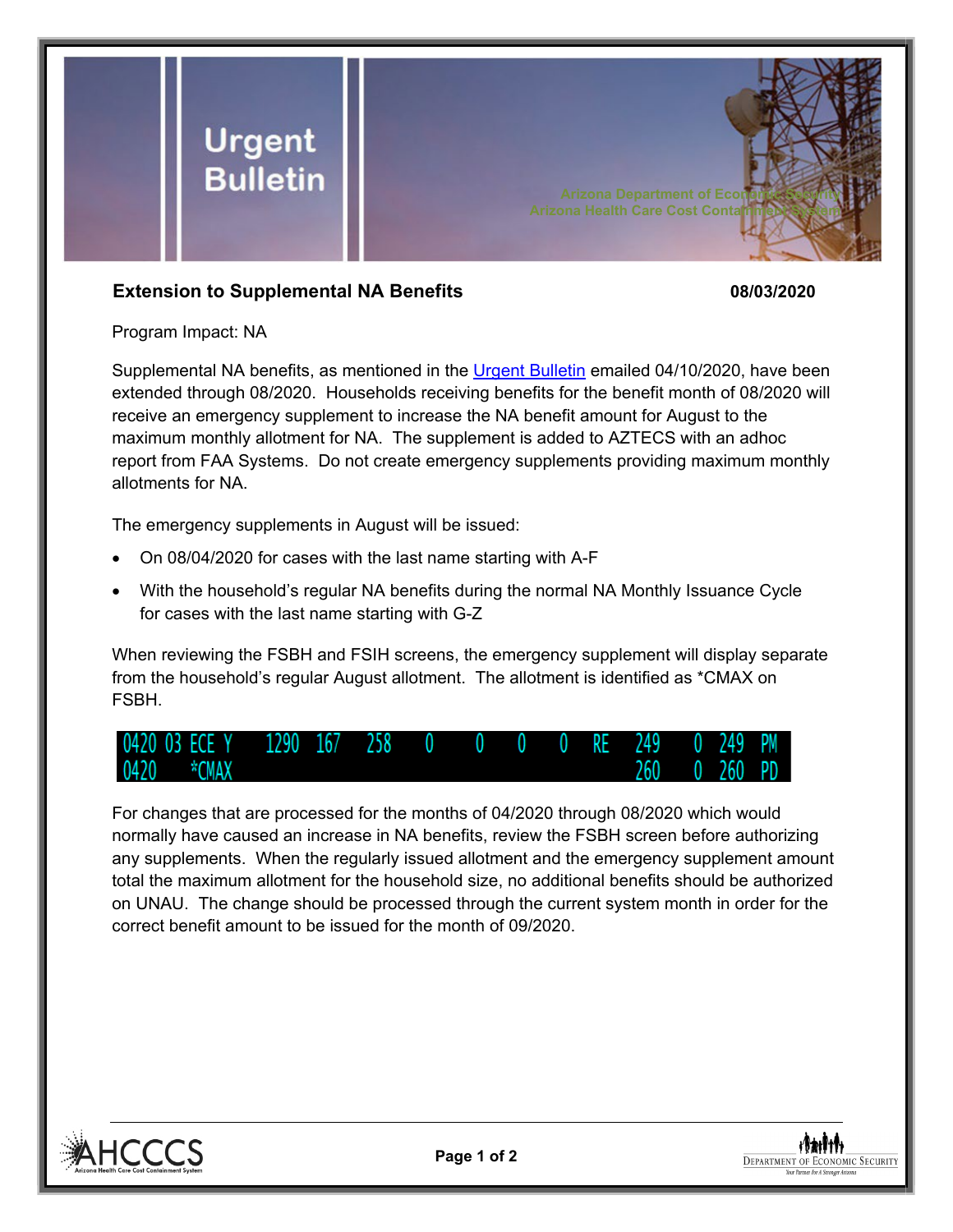# Urgent Bulletin

Arizona Department of Economic Security
Arizona Health Care Cost Containment System

**Extension to Supplemental NA Benefits** **08/03/2020**

Program Impact: NA

Supplemental NA benefits, as mentioned in the Urgent Bulletin emailed 04/10/2020, have been extended through 08/2020. Households receiving benefits for the benefit month of 08/2020 will receive an emergency supplement to increase the NA benefit amount for August to the maximum monthly allotment for NA. The supplement is added to AZTECS with an adhoc report from FAA Systems. Do not create emergency supplements providing maximum monthly allotments for NA.

The emergency supplements in August will be issued:

- On 08/04/2020 for cases with the last name starting with A-F
- With the household's regular NA benefits during the normal NA Monthly Issuance Cycle for cases with the last name starting with G-Z

When reviewing the FSBH and FSIH screens, the emergency supplement will display separate from the household's regular August allotment. The allotment is identified as *CMAX on FSBH.

```
0420 03 ECE Y   1290  167   258   0    0    0    0   RE   249    0  249  PM
0420    *CMAX                                           260    0  260  PD
```

For changes that are processed for the months of 04/2020 through 08/2020 which would normally have caused an increase in NA benefits, review the FSBH screen before authorizing any supplements. When the regularly issued allotment and the emergency supplement amount total the maximum allotment for the household size, no additional benefits should be authorized on UNAU. The change should be processed through the current system month in order for the correct benefit amount to be issued for the month of 09/2020.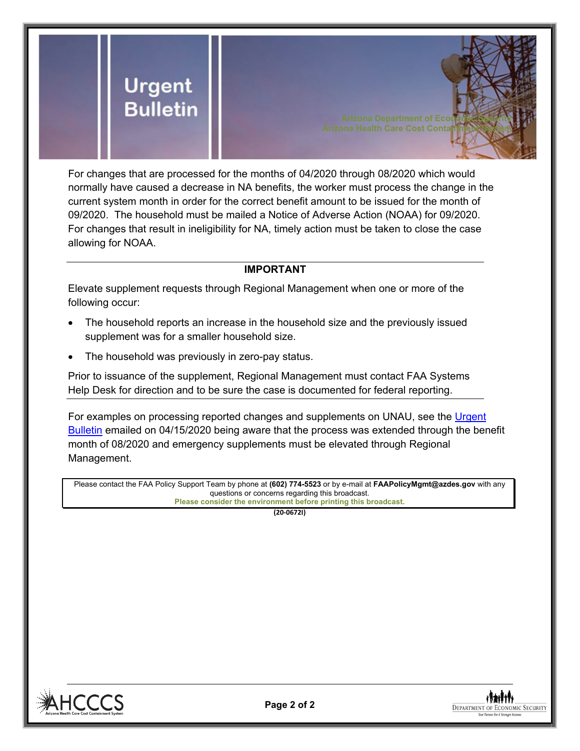For changes that are processed for the months of 04/2020 through 08/2020 which would normally have caused a decrease in NA benefits, the worker must process the change in the current system month in order for the correct benefit amount to be issued for the month of 09/2020. The household must be mailed a Notice of Adverse Action (NOAA) for 09/2020. For changes that result in ineligibility for NA, timely action must be taken to close the case allowing for NOAA.

---

**IMPORTANT**

Elevate supplement requests through Regional Management when one or more of the following occur:

- The household reports an increase in the household size and the previously issued supplement was for a smaller household size.
- The household was previously in zero-pay status.

Prior to issuance of the supplement, Regional Management must contact FAA Systems Help Desk for direction and to be sure the case is documented for federal reporting.

---

For examples on processing reported changes and supplements on UNAU, see the Urgent Bulletin emailed on 04/15/2020 being aware that the process was extended through the benefit month of 08/2020 and emergency supplements must be elevated through Regional Management.

Please contact the FAA Policy Support Team by phone at **(602) 774-5523** or by e-mail at **FAAPolicyMgmt@azdes.gov** with any questions or concerns regarding this broadcast.
**Please consider the environment before printing this broadcast.**

**(20-0672I)**